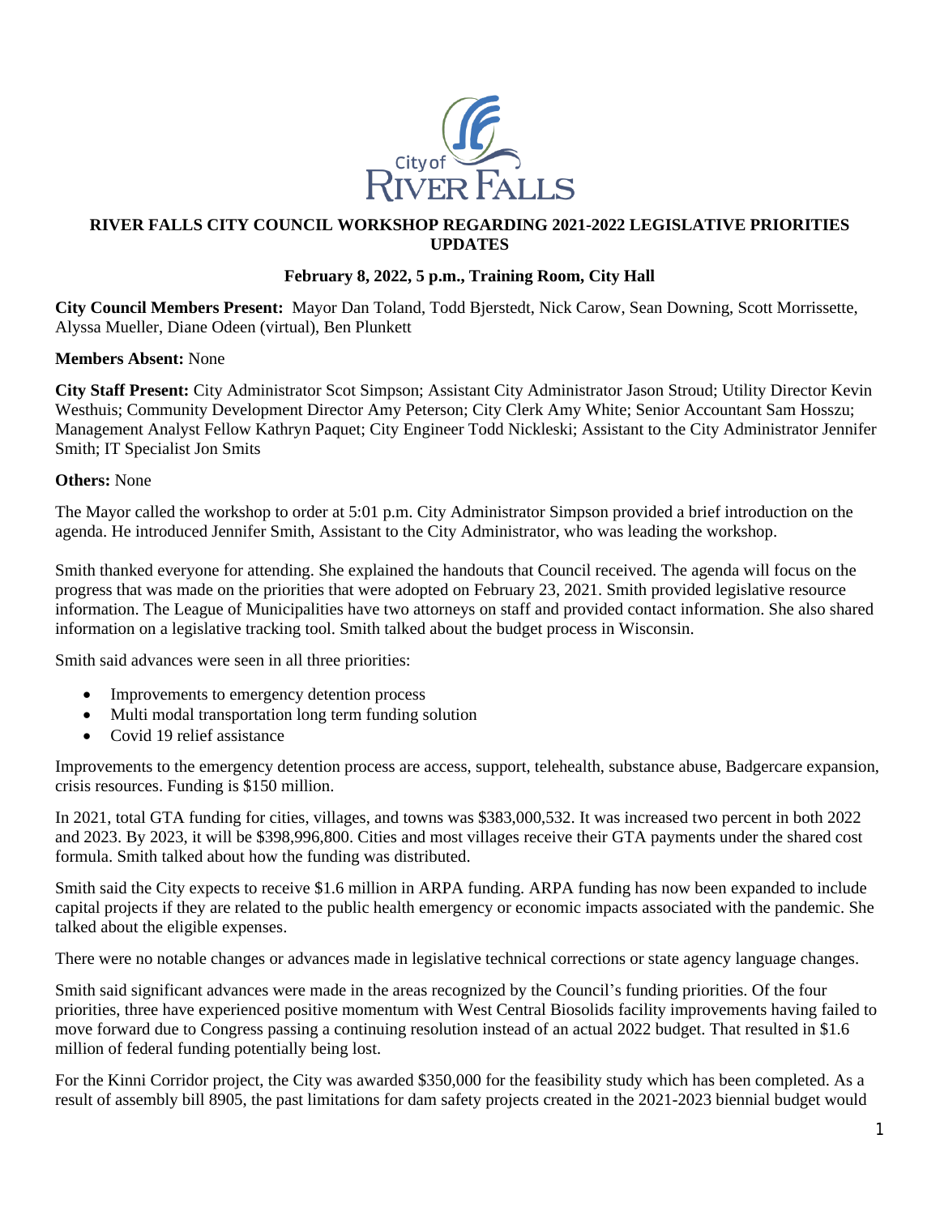# RIVER FALLS CITY COUNCIL WORKSHOP REGARDING 2021-2022 LEGISLATIVE PRIORITIES UPDATES

**February 8, 2022, 5 p.m., Training Room, City Hall**

**City Council Members Present:** Mayor Dan Toland, Todd Bjerstedt, Nick Carow, Sean Downing, Scott Morrissette, Alyssa Mueller, Diane Odeen (virtual), Ben Plunkett

**Members Absent:** None

**City Staff Present:** City Administrator Scot Simpson; Assistant City Administrator Jason Stroud; Utility Director Kevin Westhuis; Community Development Director Amy Peterson; City Clerk Amy White; Senior Accountant Sam Hosszu; Management Analyst Fellow Kathryn Paquet; City Engineer Todd Nickleski; Assistant to the City Administrator Jennifer Smith; IT Specialist Jon Smits

**Others:** None

The Mayor called the workshop to order at 5:01 p.m. City Administrator Simpson provided a brief introduction on the agenda. He introduced Jennifer Smith, Assistant to the City Administrator, who was leading the workshop.

Smith thanked everyone for attending. She explained the handouts that Council received. The agenda will focus on the progress that was made on the priorities that were adopted on February 23, 2021. Smith provided legislative resource information. The League of Municipalities have two attorneys on staff and provided contact information. She also shared information on a legislative tracking tool. Smith talked about the budget process in Wisconsin.

Smith said advances were seen in all three priorities:

- Improvements to emergency detention process
- Multi modal transportation long term funding solution
- Covid 19 relief assistance

Improvements to the emergency detention process are access, support, telehealth, substance abuse, Badgercare expansion, crisis resources. Funding is $150 million.

In 2021, total GTA funding for cities, villages, and towns was $383,000,532. It was increased two percent in both 2022 and 2023. By 2023, it will be $398,996,800. Cities and most villages receive their GTA payments under the shared cost formula. Smith talked about how the funding was distributed.

Smith said the City expects to receive $1.6 million in ARPA funding. ARPA funding has now been expanded to include capital projects if they are related to the public health emergency or economic impacts associated with the pandemic. She talked about the eligible expenses.

There were no notable changes or advances made in legislative technical corrections or state agency language changes.

Smith said significant advances were made in the areas recognized by the Council's funding priorities. Of the four priorities, three have experienced positive momentum with West Central Biosolids facility improvements having failed to move forward due to Congress passing a continuing resolution instead of an actual 2022 budget. That resulted in $1.6 million of federal funding potentially being lost.

For the Kinni Corridor project, the City was awarded $350,000 for the feasibility study which has been completed. As a result of assembly bill 8905, the past limitations for dam safety projects created in the 2021-2023 biennial budget would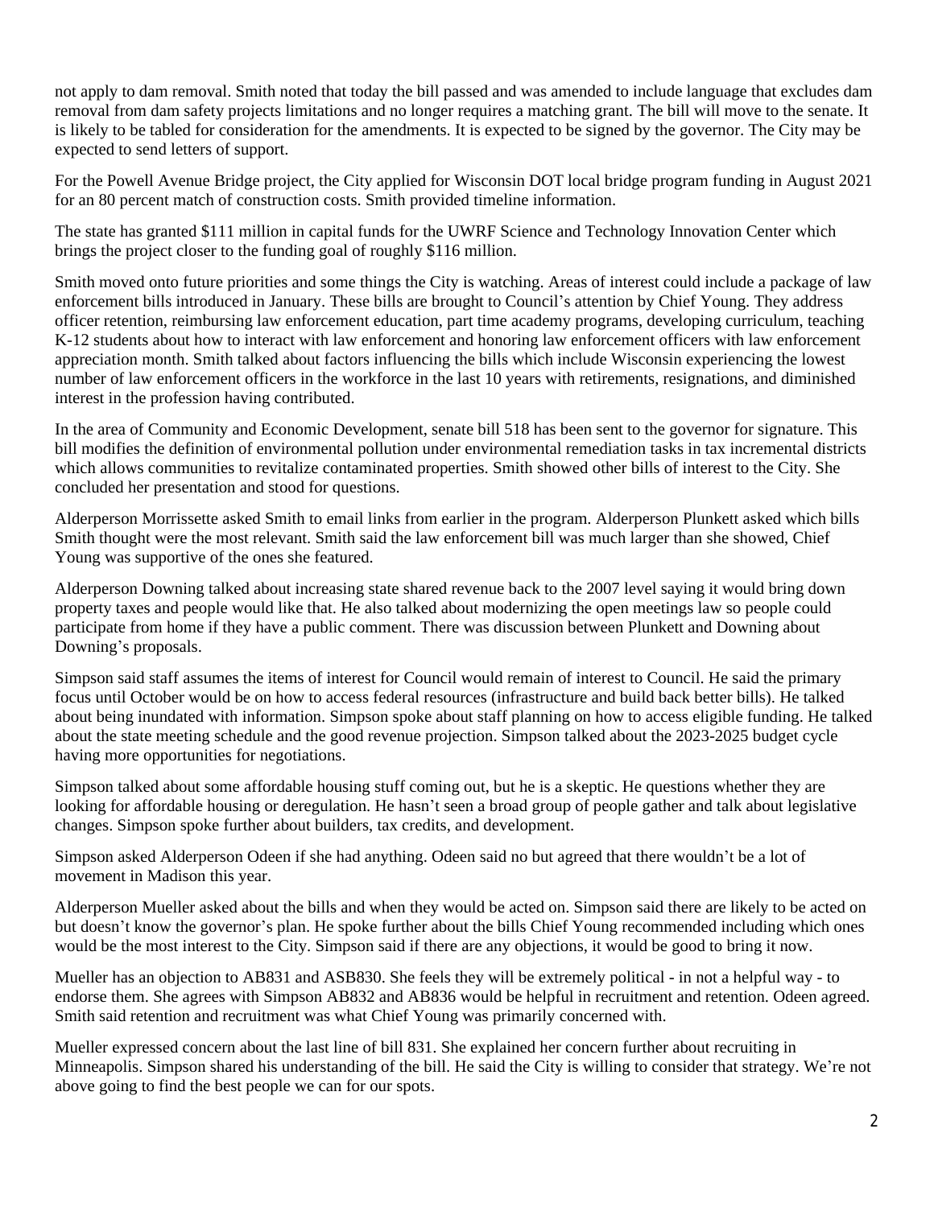not apply to dam removal. Smith noted that today the bill passed and was amended to include language that excludes dam removal from dam safety projects limitations and no longer requires a matching grant. The bill will move to the senate. It is likely to be tabled for consideration for the amendments. It is expected to be signed by the governor. The City may be expected to send letters of support.

For the Powell Avenue Bridge project, the City applied for Wisconsin DOT local bridge program funding in August 2021 for an 80 percent match of construction costs. Smith provided timeline information.

The state has granted $111 million in capital funds for the UWRF Science and Technology Innovation Center which brings the project closer to the funding goal of roughly $116 million.

Smith moved onto future priorities and some things the City is watching. Areas of interest could include a package of law enforcement bills introduced in January. These bills are brought to Council's attention by Chief Young. They address officer retention, reimbursing law enforcement education, part time academy programs, developing curriculum, teaching K-12 students about how to interact with law enforcement and honoring law enforcement officers with law enforcement appreciation month. Smith talked about factors influencing the bills which include Wisconsin experiencing the lowest number of law enforcement officers in the workforce in the last 10 years with retirements, resignations, and diminished interest in the profession having contributed.

In the area of Community and Economic Development, senate bill 518 has been sent to the governor for signature. This bill modifies the definition of environmental pollution under environmental remediation tasks in tax incremental districts which allows communities to revitalize contaminated properties. Smith showed other bills of interest to the City. She concluded her presentation and stood for questions.

Alderperson Morrissette asked Smith to email links from earlier in the program. Alderperson Plunkett asked which bills Smith thought were the most relevant. Smith said the law enforcement bill was much larger than she showed, Chief Young was supportive of the ones she featured.

Alderperson Downing talked about increasing state shared revenue back to the 2007 level saying it would bring down property taxes and people would like that. He also talked about modernizing the open meetings law so people could participate from home if they have a public comment. There was discussion between Plunkett and Downing about Downing's proposals.

Simpson said staff assumes the items of interest for Council would remain of interest to Council. He said the primary focus until October would be on how to access federal resources (infrastructure and build back better bills). He talked about being inundated with information. Simpson spoke about staff planning on how to access eligible funding. He talked about the state meeting schedule and the good revenue projection. Simpson talked about the 2023-2025 budget cycle having more opportunities for negotiations.

Simpson talked about some affordable housing stuff coming out, but he is a skeptic. He questions whether they are looking for affordable housing or deregulation. He hasn't seen a broad group of people gather and talk about legislative changes. Simpson spoke further about builders, tax credits, and development.

Simpson asked Alderperson Odeen if she had anything. Odeen said no but agreed that there wouldn't be a lot of movement in Madison this year.

Alderperson Mueller asked about the bills and when they would be acted on. Simpson said there are likely to be acted on but doesn't know the governor's plan. He spoke further about the bills Chief Young recommended including which ones would be the most interest to the City. Simpson said if there are any objections, it would be good to bring it now.

Mueller has an objection to AB831 and ASB830. She feels they will be extremely political - in not a helpful way - to endorse them. She agrees with Simpson AB832 and AB836 would be helpful in recruitment and retention. Odeen agreed. Smith said retention and recruitment was what Chief Young was primarily concerned with.

Mueller expressed concern about the last line of bill 831. She explained her concern further about recruiting in Minneapolis. Simpson shared his understanding of the bill. He said the City is willing to consider that strategy. We're not above going to find the best people we can for our spots.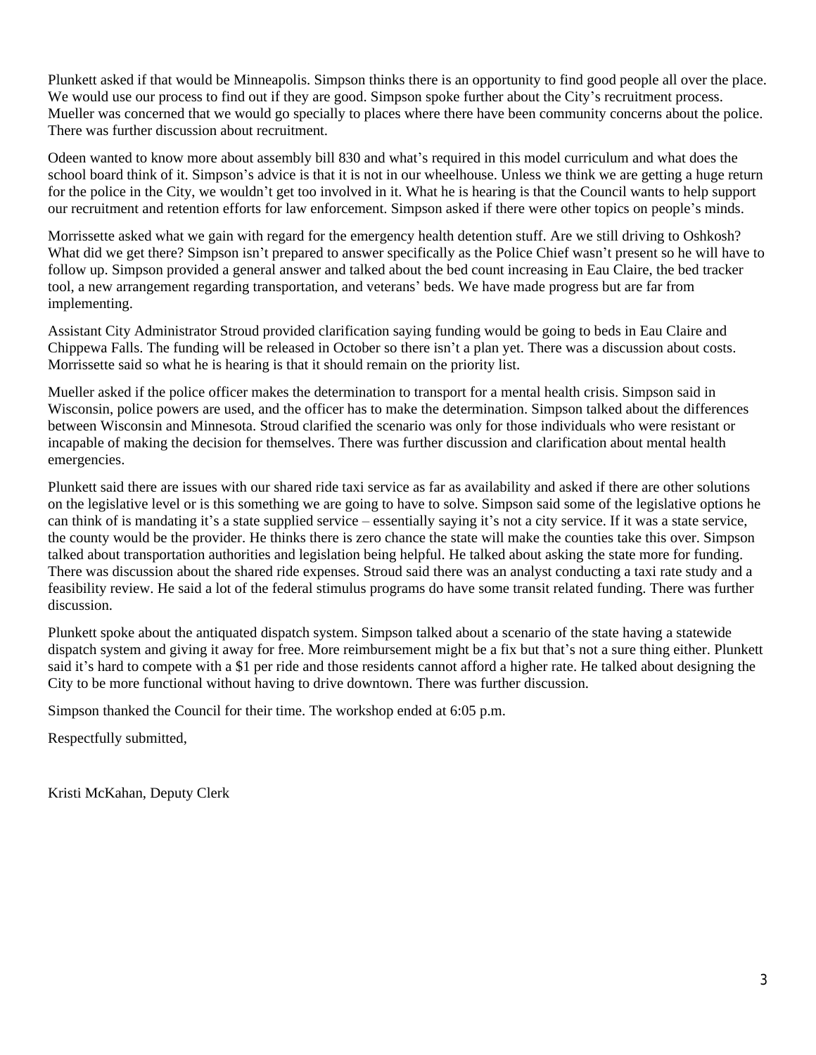Plunkett asked if that would be Minneapolis. Simpson thinks there is an opportunity to find good people all over the place. We would use our process to find out if they are good. Simpson spoke further about the City's recruitment process. Mueller was concerned that we would go specially to places where there have been community concerns about the police. There was further discussion about recruitment.

Odeen wanted to know more about assembly bill 830 and what's required in this model curriculum and what does the school board think of it. Simpson's advice is that it is not in our wheelhouse. Unless we think we are getting a huge return for the police in the City, we wouldn't get too involved in it. What he is hearing is that the Council wants to help support our recruitment and retention efforts for law enforcement. Simpson asked if there were other topics on people's minds.

Morrissette asked what we gain with regard for the emergency health detention stuff. Are we still driving to Oshkosh? What did we get there? Simpson isn't prepared to answer specifically as the Police Chief wasn't present so he will have to follow up. Simpson provided a general answer and talked about the bed count increasing in Eau Claire, the bed tracker tool, a new arrangement regarding transportation, and veterans' beds. We have made progress but are far from implementing.

Assistant City Administrator Stroud provided clarification saying funding would be going to beds in Eau Claire and Chippewa Falls. The funding will be released in October so there isn't a plan yet. There was a discussion about costs. Morrissette said so what he is hearing is that it should remain on the priority list.

Mueller asked if the police officer makes the determination to transport for a mental health crisis. Simpson said in Wisconsin, police powers are used, and the officer has to make the determination. Simpson talked about the differences between Wisconsin and Minnesota. Stroud clarified the scenario was only for those individuals who were resistant or incapable of making the decision for themselves. There was further discussion and clarification about mental health emergencies.

Plunkett said there are issues with our shared ride taxi service as far as availability and asked if there are other solutions on the legislative level or is this something we are going to have to solve. Simpson said some of the legislative options he can think of is mandating it's a state supplied service – essentially saying it's not a city service. If it was a state service, the county would be the provider. He thinks there is zero chance the state will make the counties take this over. Simpson talked about transportation authorities and legislation being helpful. He talked about asking the state more for funding. There was discussion about the shared ride expenses. Stroud said there was an analyst conducting a taxi rate study and a feasibility review. He said a lot of the federal stimulus programs do have some transit related funding. There was further discussion.

Plunkett spoke about the antiquated dispatch system. Simpson talked about a scenario of the state having a statewide dispatch system and giving it away for free. More reimbursement might be a fix but that's not a sure thing either. Plunkett said it's hard to compete with a $1 per ride and those residents cannot afford a higher rate. He talked about designing the City to be more functional without having to drive downtown. There was further discussion.

Simpson thanked the Council for their time. The workshop ended at 6:05 p.m.

Respectfully submitted,

Kristi McKahan, Deputy Clerk